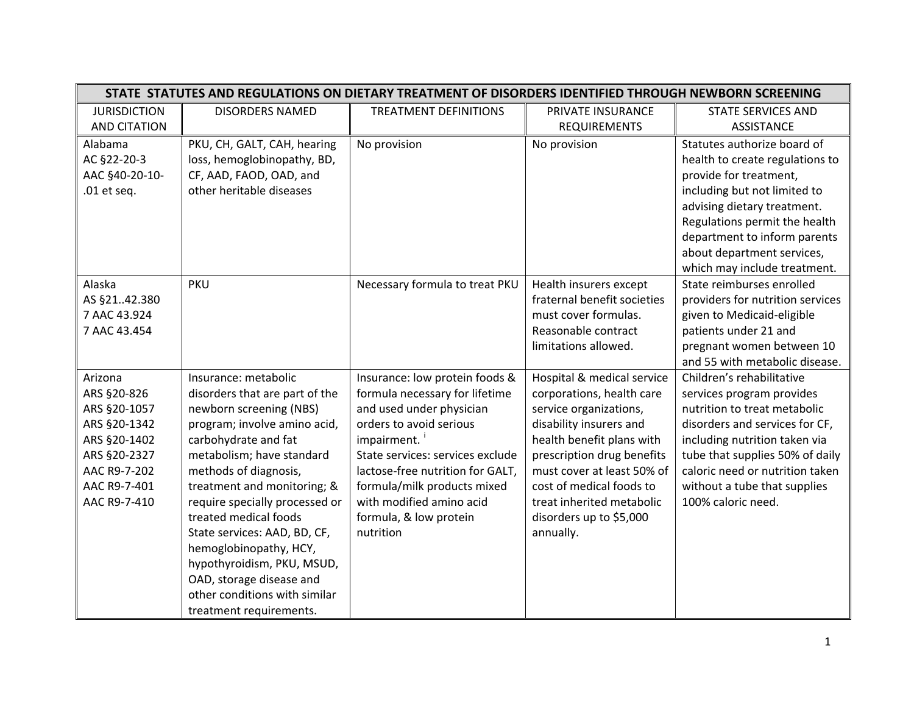| STATE STATUTES AND REGULATIONS ON DIETARY TREATMENT OF DISORDERS IDENTIFIED THROUGH NEWBORN SCREENING | | | | |
|---|---|---|---|---|
| JURISDICTION AND CITATION | DISORDERS NAMED | TREATMENT DEFINITIONS | PRIVATE INSURANCE REQUIREMENTS | STATE SERVICES AND ASSISTANCE |
| Alabama<br>AC §22-20-3<br>AAC §40-20-10-.01 et seq. | PKU, CH, GALT, CAH, hearing loss, hemoglobinopathy, BD, CF, AAD, FAOD, OAD, and other heritable diseases | No provision | No provision | Statutes authorize board of health to create regulations to provide for treatment, including but not limited to advising dietary treatment. Regulations permit the health department to inform parents about department services, which may include treatment. |
| Alaska<br>AS §21..42.380<br>7 AAC 43.924<br>7 AAC 43.454 | PKU | Necessary formula to treat PKU | Health insurers except fraternal benefit societies must cover formulas. Reasonable contract limitations allowed. | State reimburses enrolled providers for nutrition services given to Medicaid-eligible patients under 21 and pregnant women between 10 and 55 with metabolic disease. |
| Arizona<br>ARS §20-826<br>ARS §20-1057<br>ARS §20-1342<br>ARS §20-1402<br>ARS §20-2327<br>AAC R9-7-202<br>AAC R9-7-401<br>AAC R9-7-410 | Insurance: metabolic disorders that are part of the newborn screening (NBS) program; involve amino acid, carbohydrate and fat metabolism; have standard methods of diagnosis, treatment and monitoring; & require specially processed or treated medical foods<br>State services: AAD, BD, CF, hemoglobinopathy, HCY, hypothyroidism, PKU, MSUD, OAD, storage disease and other conditions with similar treatment requirements. | Insurance: low protein foods & formula necessary for lifetime and used under physician orders to avoid serious impairment. [i]<br>State services: services exclude lactose-free nutrition for GALT, formula/milk products mixed with modified amino acid formula, & low protein nutrition | Hospital & medical service corporations, health care service organizations, disability insurers and health benefit plans with prescription drug benefits must cover at least 50% of cost of medical foods to treat inherited metabolic disorders up to $5,000 annually. | Children's rehabilitative services program provides nutrition to treat metabolic disorders and services for CF, including nutrition taken via tube that supplies 50% of daily caloric need or nutrition taken without a tube that supplies 100% caloric need. |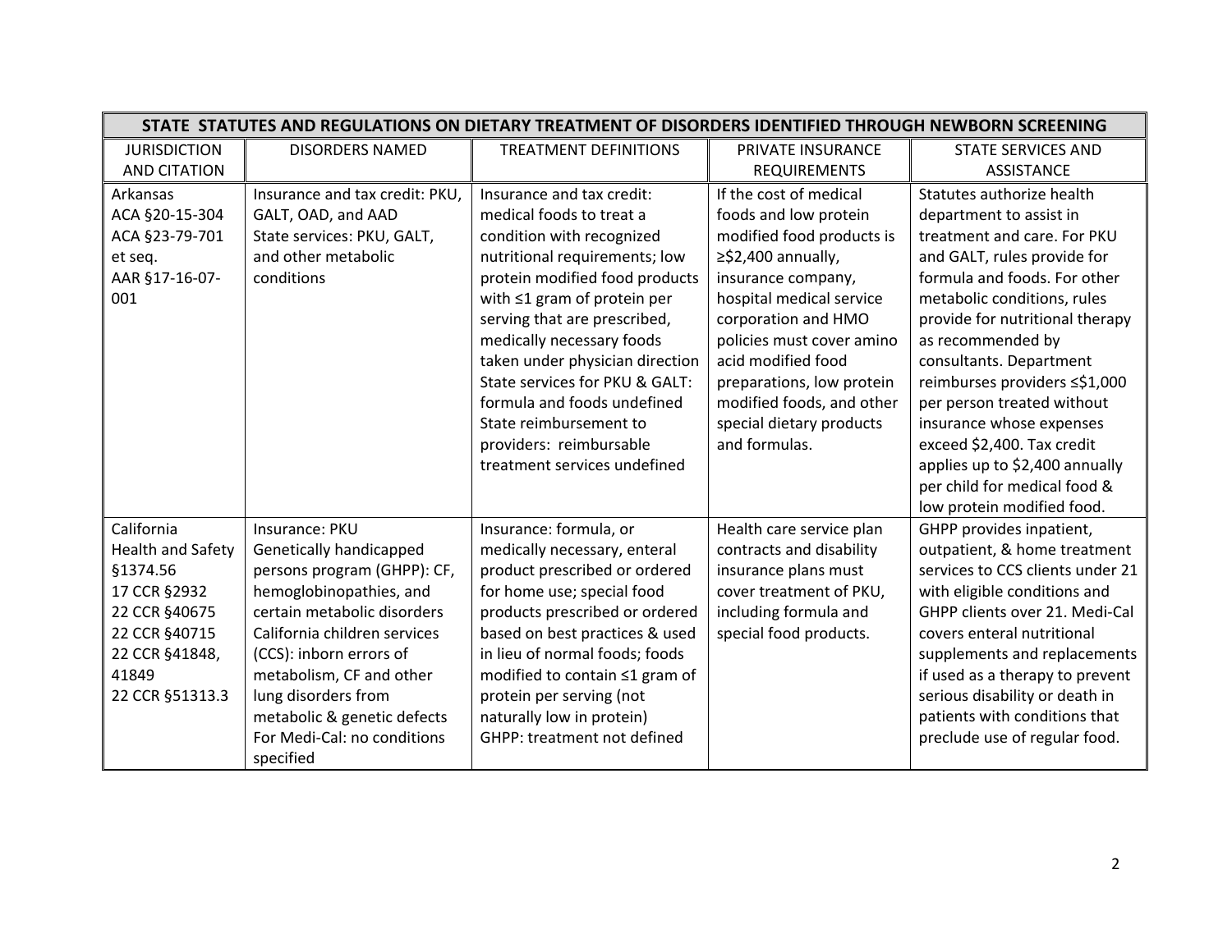| STATE STATUTES AND REGULATIONS ON DIETARY TREATMENT OF DISORDERS IDENTIFIED THROUGH NEWBORN SCREENING | | | | |
|---|---|---|---|---|
| JURISDICTION AND CITATION | DISORDERS NAMED | TREATMENT DEFINITIONS | PRIVATE INSURANCE REQUIREMENTS | STATE SERVICES AND ASSISTANCE |
| Arkansas<br>ACA §20-15-304<br>ACA §23-79-701 et seq.<br>AAR §17-16-07-001 | Insurance and tax credit: PKU, GALT, OAD, and AAD<br>State services: PKU, GALT, and other metabolic conditions | Insurance and tax credit: medical foods to treat a condition with recognized nutritional requirements; low protein modified food products with ≤1 gram of protein per serving that are prescribed, medically necessary foods taken under physician direction<br>State services for PKU & GALT: formula and foods undefined<br>State reimbursement to providers: reimbursable treatment services undefined | If the cost of medical foods and low protein modified food products is ≥$2,400 annually, insurance company, hospital medical service corporation and HMO policies must cover amino acid modified food preparations, low protein modified foods, and other special dietary products and formulas. | Statutes authorize health department to assist in treatment and care. For PKU and GALT, rules provide for formula and foods. For other metabolic conditions, rules provide for nutritional therapy as recommended by consultants. Department reimburses providers ≤$1,000 per person treated without insurance whose expenses exceed $2,400. Tax credit applies up to $2,400 annually per child for medical food & low protein modified food. |
| California<br>Health and Safety §1374.56<br>17 CCR §2932<br>22 CCR §40675<br>22 CCR §40715<br>22 CCR §41848, 41849<br>22 CCR §51313.3 | Insurance: PKU<br>Genetically handicapped persons program (GHPP): CF, hemoglobinopathies, and certain metabolic disorders<br>California children services (CCS): inborn errors of metabolism, CF and other lung disorders from metabolic & genetic defects<br>For Medi-Cal: no conditions specified | Insurance: formula, or medically necessary, enteral product prescribed or ordered for home use; special food products prescribed or ordered based on best practices & used in lieu of normal foods; foods modified to contain ≤1 gram of protein per serving (not naturally low in protein)<br>GHPP: treatment not defined | Health care service plan contracts and disability insurance plans must cover treatment of PKU, including formula and special food products. | GHPP provides inpatient, outpatient, & home treatment services to CCS clients under 21 with eligible conditions and GHPP clients over 21. Medi-Cal covers enteral nutritional supplements and replacements if used as a therapy to prevent serious disability or death in patients with conditions that preclude use of regular food. |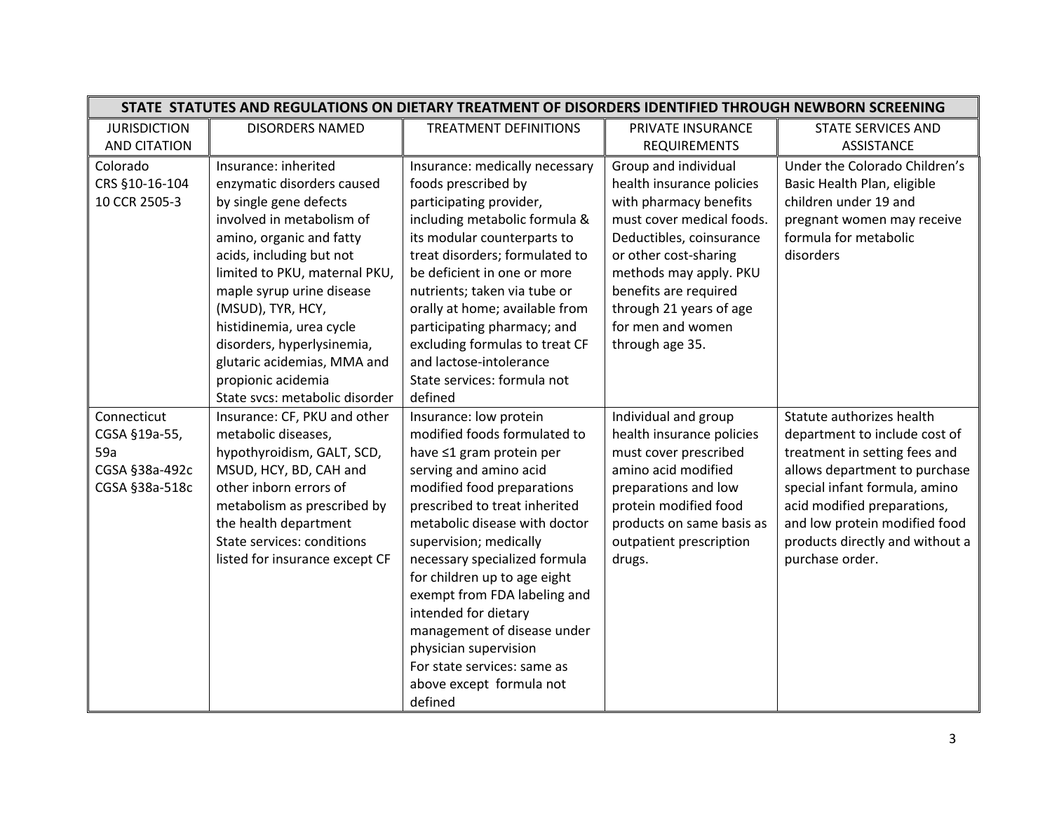| STATE STATUTES AND REGULATIONS ON DIETARY TREATMENT OF DISORDERS IDENTIFIED THROUGH NEWBORN SCREENING | | | | |
|---|---|---|---|---|
| JURISDICTION AND CITATION | DISORDERS NAMED | TREATMENT DEFINITIONS | PRIVATE INSURANCE REQUIREMENTS | STATE SERVICES AND ASSISTANCE |
| Colorado<br>CRS §10-16-104<br>10 CCR 2505-3 | Insurance: inherited enzymatic disorders caused by single gene defects involved in metabolism of amino, organic and fatty acids, including but not limited to PKU, maternal PKU, maple syrup urine disease (MSUD), TYR, HCY, histidinemia, urea cycle disorders, hyperlysinemia, glutaric acidemias, MMA and propionic acidemia<br>State svcs: metabolic disorder | Insurance: medically necessary foods prescribed by participating provider, including metabolic formula & its modular counterparts to treat disorders; formulated to be deficient in one or more nutrients; taken via tube or orally at home; available from participating pharmacy; and excluding formulas to treat CF and lactose-intolerance<br>State services: formula not defined | Group and individual health insurance policies with pharmacy benefits must cover medical foods. Deductibles, coinsurance or other cost-sharing methods may apply. PKU benefits are required through 21 years of age for men and women through age 35. | Under the Colorado Children's Basic Health Plan, eligible children under 19 and pregnant women may receive formula for metabolic disorders |
| Connecticut<br>CGSA §19a-55, 59a<br>CGSA §38a-492c<br>CGSA §38a-518c | Insurance: CF, PKU and other metabolic diseases, hypothyroidism, GALT, SCD, MSUD, HCY, BD, CAH and other inborn errors of metabolism as prescribed by the health department<br>State services: conditions listed for insurance except CF | Insurance: low protein modified foods formulated to have ≤1 gram protein per serving and amino acid modified food preparations prescribed to treat inherited metabolic disease with doctor supervision; medically necessary specialized formula for children up to age eight exempt from FDA labeling and intended for dietary management of disease under physician supervision<br>For state services: same as above except formula not defined | Individual and group health insurance policies must cover prescribed amino acid modified preparations and low protein modified food products on same basis as outpatient prescription drugs. | Statute authorizes health department to include cost of treatment in setting fees and allows department to purchase special infant formula, amino acid modified preparations, and low protein modified food products directly and without a purchase order. |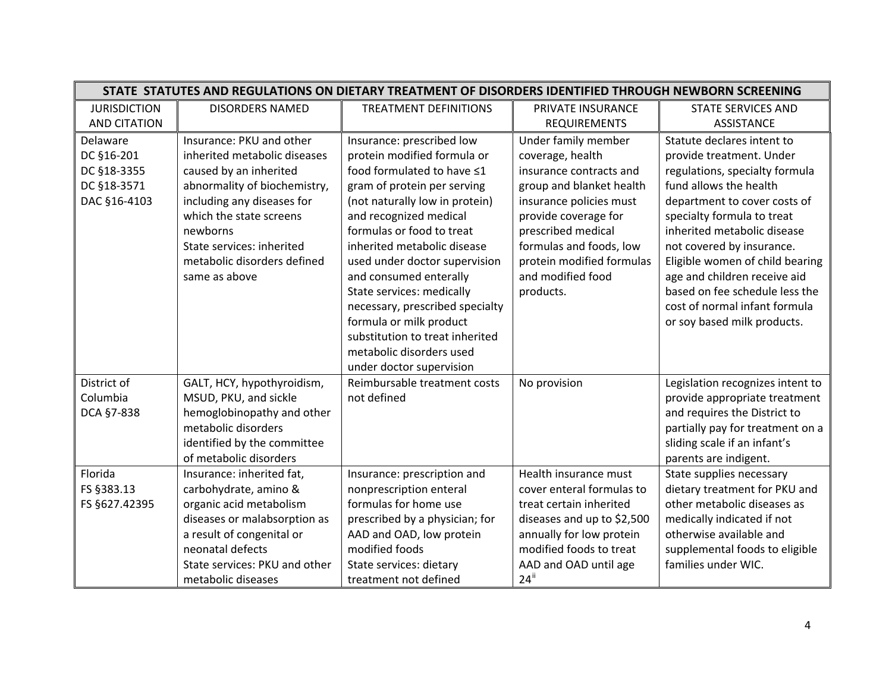| STATE STATUTES AND REGULATIONS ON DIETARY TREATMENT OF DISORDERS IDENTIFIED THROUGH NEWBORN SCREENING | | | | |
|---|---|---|---|---|
| JURISDICTION AND CITATION | DISORDERS NAMED | TREATMENT DEFINITIONS | PRIVATE INSURANCE REQUIREMENTS | STATE SERVICES AND ASSISTANCE |
| Delaware<br>DC §16-201<br>DC §18-3355<br>DC §18-3571<br>DAC §16-4103 | Insurance: PKU and other inherited metabolic diseases caused by an inherited abnormality of biochemistry, including any diseases for which the state screens newborns<br>State services: inherited metabolic disorders defined same as above | Insurance: prescribed low protein modified formula or food formulated to have ≤1 gram of protein per serving (not naturally low in protein) and recognized medical formulas or food to treat inherited metabolic disease used under doctor supervision and consumed enterally<br>State services: medically necessary, prescribed specialty formula or milk product substitution to treat inherited metabolic disorders used under doctor supervision | Under family member coverage, health insurance contracts and group and blanket health insurance policies must provide coverage for prescribed medical formulas and foods, low protein modified formulas and modified food products. | Statute declares intent to provide treatment. Under regulations, specialty formula fund allows the health department to cover costs of specialty formula to treat inherited metabolic disease not covered by insurance. Eligible women of child bearing age and children receive aid based on fee schedule less the cost of normal infant formula or soy based milk products. |
| District of Columbia<br>DCA §7-838 | GALT, HCY, hypothyroidism, MSUD, PKU, and sickle hemoglobinopathy and other metabolic disorders identified by the committee of metabolic disorders | Reimbursable treatment costs not defined | No provision | Legislation recognizes intent to provide appropriate treatment and requires the District to partially pay for treatment on a sliding scale if an infant's parents are indigent. |
| Florida<br>FS §383.13<br>FS §627.42395 | Insurance: inherited fat, carbohydrate, amino & organic acid metabolism diseases or malabsorption as a result of congenital or neonatal defects<br>State services: PKU and other metabolic diseases | Insurance: prescription and nonprescription enteral formulas for home use prescribed by a physician; for AAD and OAD, low protein modified foods<br>State services: dietary treatment not defined | Health insurance must cover enteral formulas to treat certain inherited diseases and up to $2,500 annually for low protein modified foods to treat AAD and OAD until age 24[ii] | State supplies necessary dietary treatment for PKU and other metabolic diseases as medically indicated if not otherwise available and supplemental foods to eligible families under WIC. |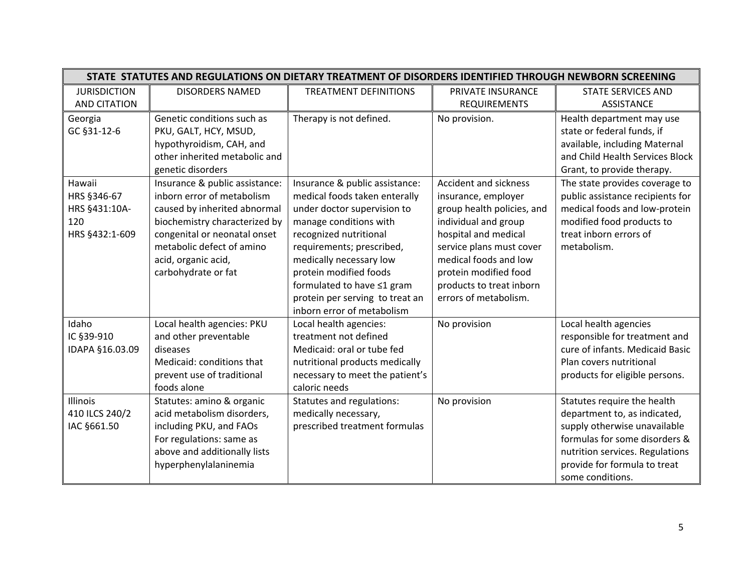| STATE STATUTES AND REGULATIONS ON DIETARY TREATMENT OF DISORDERS IDENTIFIED THROUGH NEWBORN SCREENING | | | | |
|---|---|---|---|---|
| JURISDICTION AND CITATION | DISORDERS NAMED | TREATMENT DEFINITIONS | PRIVATE INSURANCE REQUIREMENTS | STATE SERVICES AND ASSISTANCE |
| Georgia<br>GC §31-12-6 | Genetic conditions such as PKU, GALT, HCY, MSUD, hypothyroidism, CAH, and other inherited metabolic and genetic disorders | Therapy is not defined. | No provision. | Health department may use state or federal funds, if available, including Maternal and Child Health Services Block Grant, to provide therapy. |
| Hawaii<br>HRS §346-67<br>HRS §431:10A-120<br>HRS §432:1-609 | Insurance & public assistance: inborn error of metabolism caused by inherited abnormal biochemistry characterized by congenital or neonatal onset metabolic defect of amino acid, organic acid, carbohydrate or fat | Insurance & public assistance: medical foods taken enterally under doctor supervision to manage conditions with recognized nutritional requirements; prescribed, medically necessary low protein modified foods formulated to have ≤1 gram protein per serving to treat an inborn error of metabolism | Accident and sickness insurance, employer group health policies, and individual and group hospital and medical service plans must cover medical foods and low protein modified food products to treat inborn errors of metabolism. | The state provides coverage to public assistance recipients for medical foods and low-protein modified food products to treat inborn errors of metabolism. |
| Idaho<br>IC §39-910<br>IDAPA §16.03.09 | Local health agencies: PKU and other preventable diseases<br>Medicaid: conditions that prevent use of traditional foods alone | Local health agencies: treatment not defined<br>Medicaid: oral or tube fed nutritional products medically necessary to meet the patient's caloric needs | No provision | Local health agencies responsible for treatment and cure of infants. Medicaid Basic Plan covers nutritional products for eligible persons. |
| Illinois<br>410 ILCS 240/2<br>IAC §661.50 | Statutes: amino & organic acid metabolism disorders, including PKU, and FAOs<br>For regulations: same as above and additionally lists hyperphenylalaninemia | Statutes and regulations: medically necessary, prescribed treatment formulas | No provision | Statutes require the health department to, as indicated, supply otherwise unavailable formulas for some disorders & nutrition services. Regulations provide for formula to treat some conditions. |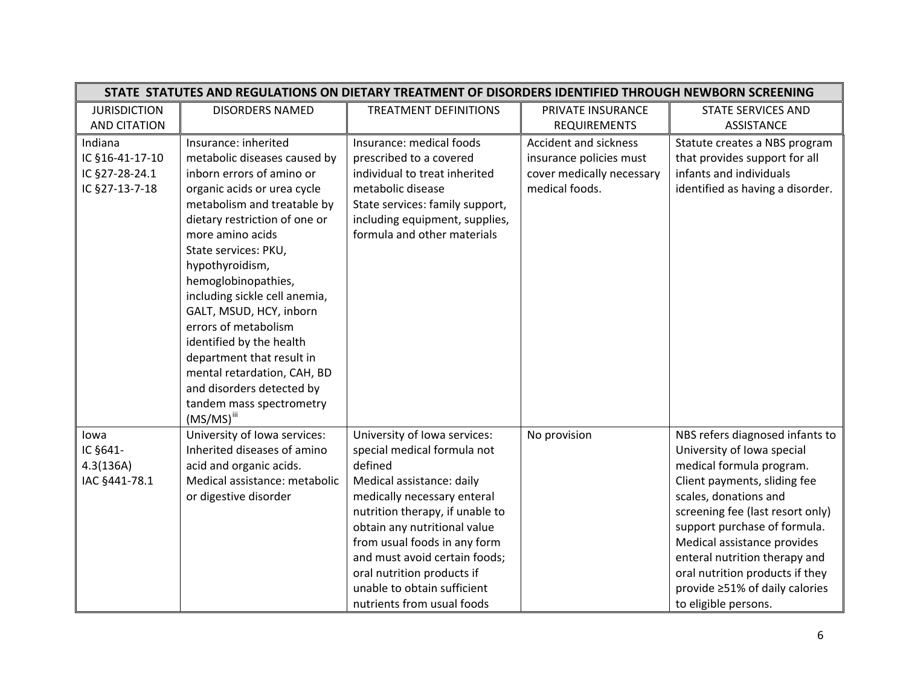| STATE STATUTES AND REGULATIONS ON DIETARY TREATMENT OF DISORDERS IDENTIFIED THROUGH NEWBORN SCREENING | | | | |
|---|---|---|---|---|
| JURISDICTION AND CITATION | DISORDERS NAMED | TREATMENT DEFINITIONS | PRIVATE INSURANCE REQUIREMENTS | STATE SERVICES AND ASSISTANCE |
| Indiana<br>IC §16-41-17-10<br>IC §27-28-24.1<br>IC §27-13-7-18 | Insurance: inherited metabolic diseases caused by inborn errors of amino or organic acids or urea cycle metabolism and treatable by dietary restriction of one or more amino acids<br>State services: PKU, hypothyroidism, hemoglobinopathies, including sickle cell anemia, GALT, MSUD, HCY, inborn errors of metabolism identified by the health department that result in mental retardation, CAH, BD and disorders detected by tandem mass spectrometry (MS/MS)[iii] | Insurance: medical foods prescribed to a covered individual to treat inherited metabolic disease<br>State services: family support, including equipment, supplies, formula and other materials | Accident and sickness insurance policies must cover medically necessary medical foods. | Statute creates a NBS program that provides support for all infants and individuals identified as having a disorder. |
| Iowa<br>IC §641-4.3(136A)<br>IAC §441-78.1 | University of Iowa services: Inherited diseases of amino acid and organic acids.<br>Medical assistance: metabolic or digestive disorder | University of Iowa services: special medical formula not defined<br>Medical assistance: daily medically necessary enteral nutrition therapy, if unable to obtain any nutritional value from usual foods in any form and must avoid certain foods; oral nutrition products if unable to obtain sufficient nutrients from usual foods | No provision | NBS refers diagnosed infants to University of Iowa special medical formula program. Client payments, sliding fee scales, donations and screening fee (last resort only) support purchase of formula. Medical assistance provides enteral nutrition therapy and oral nutrition products if they provide ≥51% of daily calories to eligible persons. |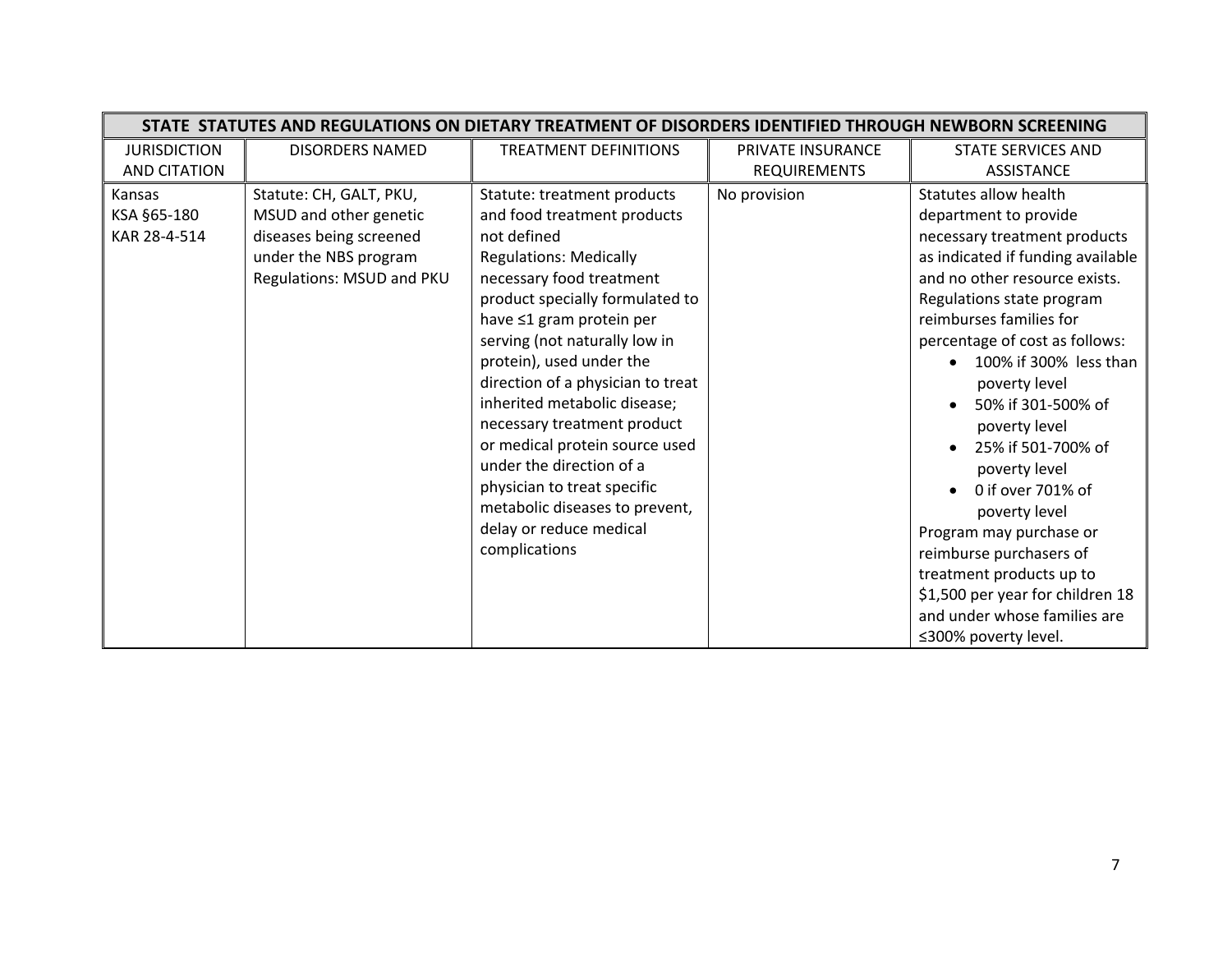| STATE STATUTES AND REGULATIONS ON DIETARY TREATMENT OF DISORDERS IDENTIFIED THROUGH NEWBORN SCREENING | | | | |
|---|---|---|---|---|
| JURISDICTION AND CITATION | DISORDERS NAMED | TREATMENT DEFINITIONS | PRIVATE INSURANCE REQUIREMENTS | STATE SERVICES AND ASSISTANCE |
| Kansas<br>KSA §65-180<br>KAR 28-4-514 | Statute: CH, GALT, PKU, MSUD and other genetic diseases being screened under the NBS program<br>Regulations: MSUD and PKU | Statute: treatment products and food treatment products not defined<br>Regulations: Medically necessary food treatment product specially formulated to have ≤1 gram protein per serving (not naturally low in protein), used under the direction of a physician to treat inherited metabolic disease; necessary treatment product or medical protein source used under the direction of a physician to treat specific metabolic diseases to prevent, delay or reduce medical complications | No provision | Statutes allow health department to provide necessary treatment products as indicated if funding available and no other resource exists. Regulations state program reimburses families for percentage of cost as follows:<br>• 100% if 300% less than poverty level<br>• 50% if 301-500% of poverty level<br>• 25% if 501-700% of poverty level<br>• 0 if over 701% of poverty level<br>Program may purchase or reimburse purchasers of treatment products up to $1,500 per year for children 18 and under whose families are ≤300% poverty level. |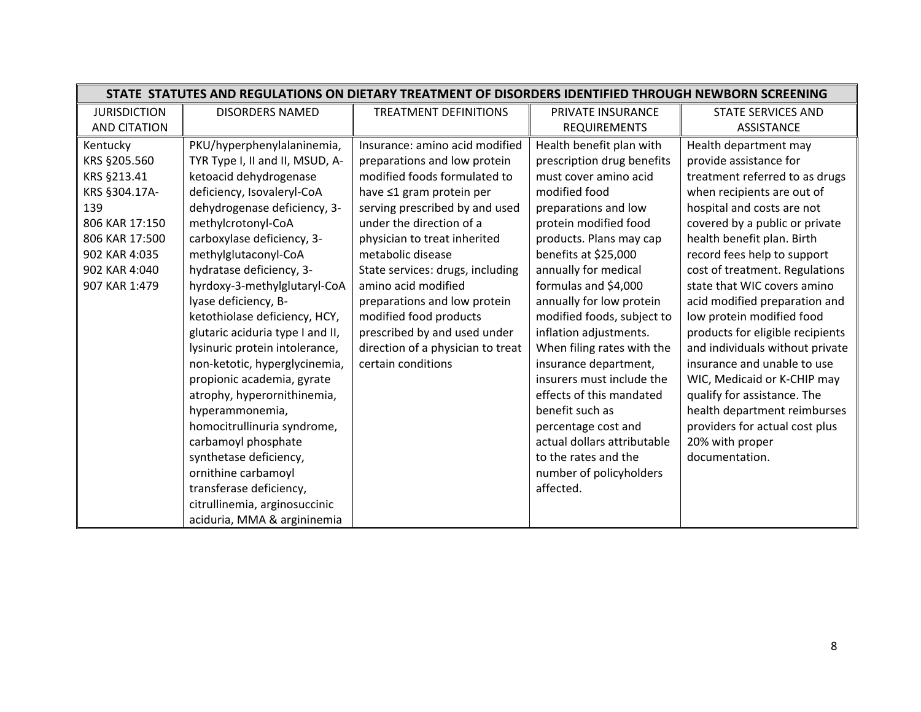| STATE STATUTES AND REGULATIONS ON DIETARY TREATMENT OF DISORDERS IDENTIFIED THROUGH NEWBORN SCREENING | | | | |
|---|---|---|---|---|
| JURISDICTION AND CITATION | DISORDERS NAMED | TREATMENT DEFINITIONS | PRIVATE INSURANCE REQUIREMENTS | STATE SERVICES AND ASSISTANCE |
| Kentucky<br>KRS §205.560<br>KRS §213.41<br>KRS §304.17A-139<br>806 KAR 17:150<br>806 KAR 17:500<br>902 KAR 4:035<br>902 KAR 4:040<br>907 KAR 1:479 | PKU/hyperphenylalaninemia, TYR Type I, II and II, MSUD, A-ketoacid dehydrogenase deficiency, Isovaleryl-CoA dehydrogenase deficiency, 3-methylcrotonyl-CoA carboxylase deficiency, 3-methylglutaconyl-CoA hydratase deficiency, 3-hyrdoxy-3-methylglutaryl-CoA lyase deficiency, B-ketothiolase deficiency, HCY, glutaric aciduria type I and II, lysinuric protein intolerance, non-ketotic, hyperglycinemia, propionic academia, gyrate atrophy, hyperornithinemia, hyperammonemia, homocitrullinuria syndrome, carbamoyl phosphate synthetase deficiency, ornithine carbamoyl transferase deficiency, citrullinemia, arginosuccinic aciduria, MMA & argininemia | Insurance: amino acid modified preparations and low protein modified foods formulated to have ≤1 gram protein per serving prescribed by and used under the direction of a physician to treat inherited metabolic disease<br>State services: drugs, including amino acid modified preparations and low protein modified food products prescribed by and used under direction of a physician to treat certain conditions | Health benefit plan with prescription drug benefits must cover amino acid modified food preparations and low protein modified food products. Plans may cap benefits at $25,000 annually for medical formulas and $4,000 annually for low protein modified foods, subject to inflation adjustments. When filing rates with the insurance department, insurers must include the effects of this mandated benefit such as percentage cost and actual dollars attributable to the rates and the number of policyholders affected. | Health department may provide assistance for treatment referred to as drugs when recipients are out of hospital and costs are not covered by a public or private health benefit plan. Birth record fees help to support cost of treatment. Regulations state that WIC covers amino acid modified preparation and low protein modified food products for eligible recipients and individuals without private insurance and unable to use WIC, Medicaid or K-CHIP may qualify for assistance. The health department reimburses providers for actual cost plus 20% with proper documentation. |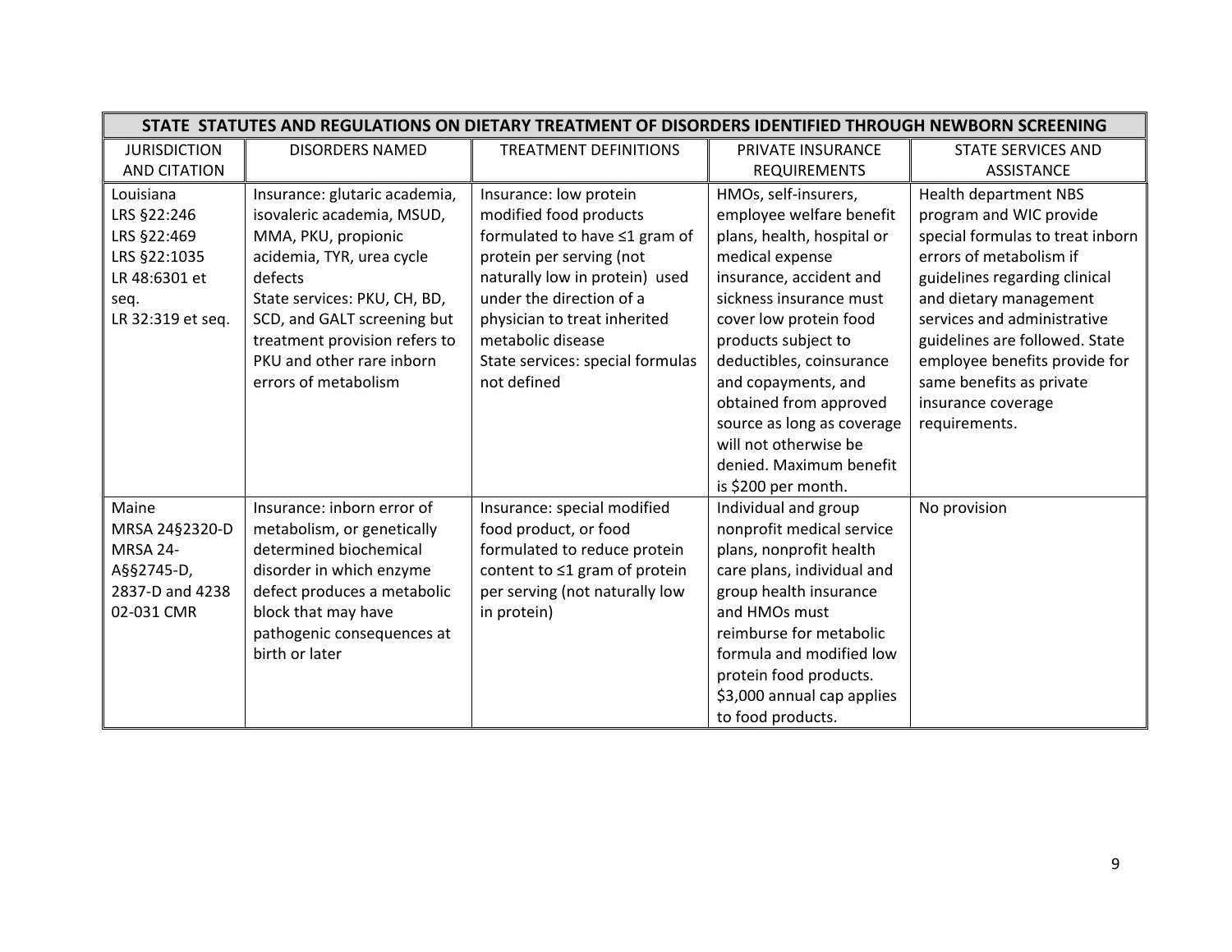| STATE STATUTES AND REGULATIONS ON DIETARY TREATMENT OF DISORDERS IDENTIFIED THROUGH NEWBORN SCREENING | | | | |
|---|---|---|---|---|
| JURISDICTION AND CITATION | DISORDERS NAMED | TREATMENT DEFINITIONS | PRIVATE INSURANCE REQUIREMENTS | STATE SERVICES AND ASSISTANCE |
| Louisiana<br>LRS §22:246<br>LRS §22:469<br>LRS §22:1035<br>LR 48:6301 et seq.<br>LR 32:319 et seq. | Insurance: glutaric academia, isovaleric academia, MSUD, MMA, PKU, propionic acidemia, TYR, urea cycle defects<br>State services: PKU, CH, BD, SCD, and GALT screening but treatment provision refers to PKU and other rare inborn errors of metabolism | Insurance: low protein modified food products formulated to have ≤1 gram of protein per serving (not naturally low in protein) used under the direction of a physician to treat inherited metabolic disease<br>State services: special formulas not defined | HMOs, self-insurers, employee welfare benefit plans, health, hospital or medical expense insurance, accident and sickness insurance must cover low protein food products subject to deductibles, coinsurance and copayments, and obtained from approved source as long as coverage will not otherwise be denied. Maximum benefit is $200 per month. | Health department NBS program and WIC provide special formulas to treat inborn errors of metabolism if guidelines regarding clinical and dietary management services and administrative guidelines are followed. State employee benefits provide for same benefits as private insurance coverage requirements. |
| Maine<br>MRSA 24§2320-D<br>MRSA 24-A§§2745-D, 2837-D and 4238<br>02-031 CMR | Insurance: inborn error of metabolism, or genetically determined biochemical disorder in which enzyme defect produces a metabolic block that may have pathogenic consequences at birth or later | Insurance: special modified food product, or food formulated to reduce protein content to ≤1 gram of protein per serving (not naturally low in protein) | Individual and group nonprofit medical service plans, nonprofit health care plans, individual and group health insurance and HMOs must reimburse for metabolic formula and modified low protein food products. $3,000 annual cap applies to food products. | No provision |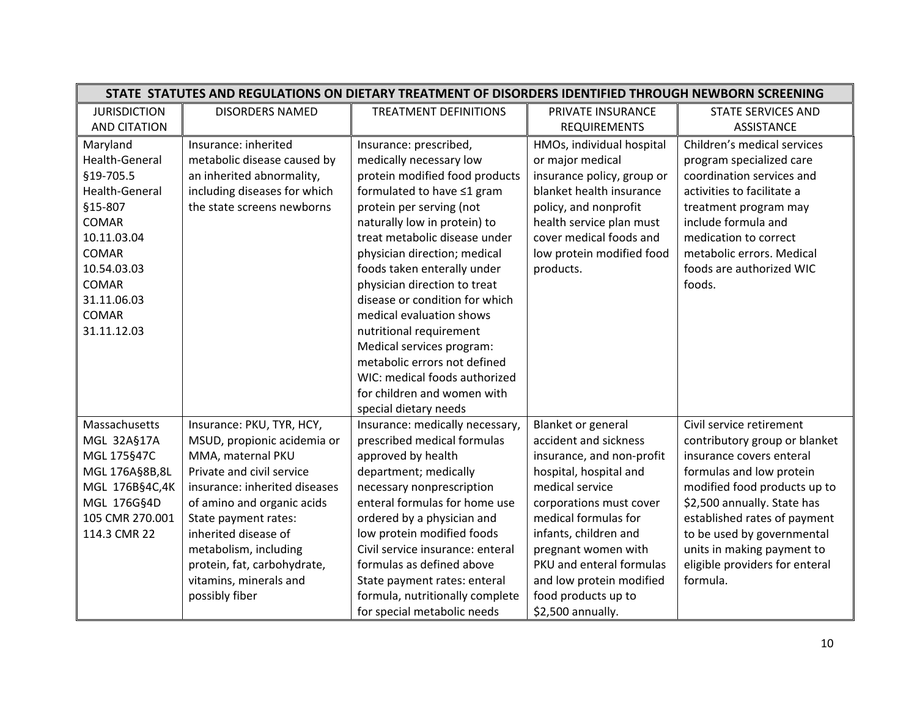| STATE STATUTES AND REGULATIONS ON DIETARY TREATMENT OF DISORDERS IDENTIFIED THROUGH NEWBORN SCREENING | | | | |
|---|---|---|---|---|
| JURISDICTION AND CITATION | DISORDERS NAMED | TREATMENT DEFINITIONS | PRIVATE INSURANCE REQUIREMENTS | STATE SERVICES AND ASSISTANCE |
| Maryland Health-General §19-705.5 Health-General §15-807 COMAR 10.11.03.04 COMAR 10.54.03.03 COMAR 31.11.06.03 COMAR 31.11.12.03 | Insurance: inherited metabolic disease caused by an inherited abnormality, including diseases for which the state screens newborns | Insurance: prescribed, medically necessary low protein modified food products formulated to have ≤1 gram protein per serving (not naturally low in protein) to treat metabolic disease under physician direction; medical foods taken enterally under physician direction to treat disease or condition for which medical evaluation shows nutritional requirement<br>Medical services program: metabolic errors not defined<br>WIC: medical foods authorized for children and women with special dietary needs | HMOs, individual hospital or major medical insurance policy, group or blanket health insurance policy, and nonprofit health service plan must cover medical foods and low protein modified food products. | Children's medical services program specialized care coordination services and activities to facilitate a treatment program may include formula and medication to correct metabolic errors. Medical foods are authorized WIC foods. |
| Massachusetts MGL 32A§17A MGL 175§47C MGL 176A§8B,8L MGL 176B§4C,4K MGL 176G§4D 105 CMR 270.001 114.3 CMR 22 | Insurance: PKU, TYR, HCY, MSUD, propionic acidemia or MMA, maternal PKU<br>Private and civil service insurance: inherited diseases of amino and organic acids<br>State payment rates: inherited disease of metabolism, including protein, fat, carbohydrate, vitamins, minerals and possibly fiber | Insurance: medically necessary, prescribed medical formulas approved by health department; medically necessary nonprescription enteral formulas for home use ordered by a physician and low protein modified foods<br>Civil service insurance: enteral formulas as defined above<br>State payment rates: enteral formula, nutritionally complete for special metabolic needs | Blanket or general accident and sickness insurance, and non-profit hospital, hospital and medical service corporations must cover medical formulas for infants, children and pregnant women with PKU and enteral formulas and low protein modified food products up to $2,500 annually. | Civil service retirement contributory group or blanket insurance covers enteral formulas and low protein modified food products up to $2,500 annually. State has established rates of payment to be used by governmental units in making payment to eligible providers for enteral formula. |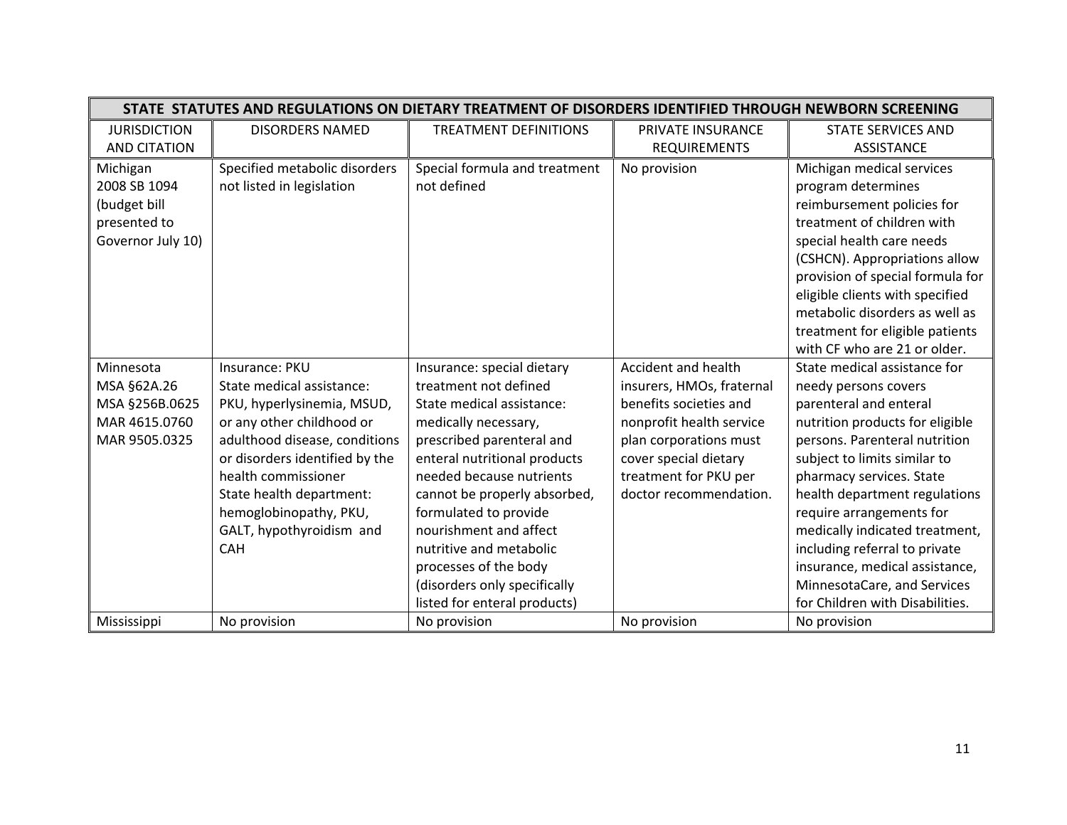| STATE STATUTES AND REGULATIONS ON DIETARY TREATMENT OF DISORDERS IDENTIFIED THROUGH NEWBORN SCREENING | | | | |
|---|---|---|---|---|
| JURISDICTION AND CITATION | DISORDERS NAMED | TREATMENT DEFINITIONS | PRIVATE INSURANCE REQUIREMENTS | STATE SERVICES AND ASSISTANCE |
| Michigan 2008 SB 1094 (budget bill presented to Governor July 10) | Specified metabolic disorders not listed in legislation | Special formula and treatment not defined | No provision | Michigan medical services program determines reimbursement policies for treatment of children with special health care needs (CSHCN). Appropriations allow provision of special formula for eligible clients with specified metabolic disorders as well as treatment for eligible patients with CF who are 21 or older. |
| Minnesota MSA §62A.26 MSA §256B.0625 MAR 4615.0760 MAR 9505.0325 | Insurance: PKU<br>State medical assistance: PKU, hyperlysinemia, MSUD, or any other childhood or adulthood disease, conditions or disorders identified by the health commissioner<br>State health department: hemoglobinopathy, PKU, GALT, hypothyroidism and CAH | Insurance: special dietary treatment not defined<br>State medical assistance: medically necessary, prescribed parenteral and enteral nutritional products needed because nutrients cannot be properly absorbed, formulated to provide nourishment and affect nutritive and metabolic processes of the body (disorders only specifically listed for enteral products) | Accident and health insurers, HMOs, fraternal benefits societies and nonprofit health service plan corporations must cover special dietary treatment for PKU per doctor recommendation. | State medical assistance for needy persons covers parenteral and enteral nutrition products for eligible persons. Parenteral nutrition subject to limits similar to pharmacy services. State health department regulations require arrangements for medically indicated treatment, including referral to private insurance, medical assistance, MinnesotaCare, and Services for Children with Disabilities. |
| Mississippi | No provision | No provision | No provision | No provision |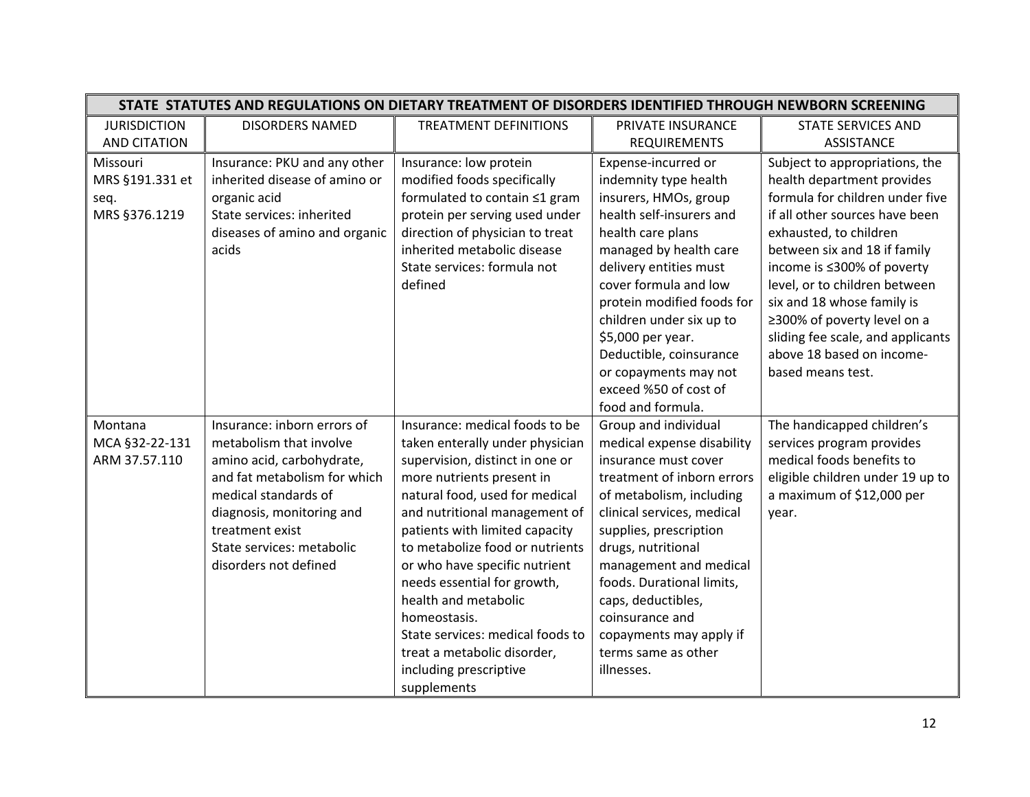| STATE STATUTES AND REGULATIONS ON DIETARY TREATMENT OF DISORDERS IDENTIFIED THROUGH NEWBORN SCREENING | | | | |
|---|---|---|---|---|
| JURISDICTION AND CITATION | DISORDERS NAMED | TREATMENT DEFINITIONS | PRIVATE INSURANCE REQUIREMENTS | STATE SERVICES AND ASSISTANCE |
| Missouri<br>MRS §191.331 et seq.<br>MRS §376.1219 | Insurance: PKU and any other inherited disease of amino or organic acid<br>State services: inherited diseases of amino and organic acids | Insurance: low protein modified foods specifically formulated to contain ≤1 gram protein per serving used under direction of physician to treat inherited metabolic disease<br>State services: formula not defined | Expense-incurred or indemnity type health insurers, HMOs, group health self-insurers and health care plans managed by health care delivery entities must cover formula and low protein modified foods for children under six up to \$5,000 per year. Deductible, coinsurance or copayments may not exceed %50 of cost of food and formula. | Subject to appropriations, the health department provides formula for children under five if all other sources have been exhausted, to children between six and 18 if family income is ≤300% of poverty level, or to children between six and 18 whose family is ≥300% of poverty level on a sliding fee scale, and applicants above 18 based on income-based means test. |
| Montana<br>MCA §32-22-131<br>ARM 37.57.110 | Insurance: inborn errors of metabolism that involve amino acid, carbohydrate, and fat metabolism for which medical standards of diagnosis, monitoring and treatment exist<br>State services: metabolic disorders not defined | Insurance: medical foods to be taken enterally under physician supervision, distinct in one or more nutrients present in natural food, used for medical and nutritional management of patients with limited capacity to metabolize food or nutrients or who have specific nutrient needs essential for growth, health and metabolic homeostasis.<br>State services: medical foods to treat a metabolic disorder, including prescriptive supplements | Group and individual medical expense disability insurance must cover treatment of inborn errors of metabolism, including clinical services, medical supplies, prescription drugs, nutritional management and medical foods. Durational limits, caps, deductibles, coinsurance and copayments may apply if terms same as other illnesses. | The handicapped children's services program provides medical foods benefits to eligible children under 19 up to a maximum of \$12,000 per year. |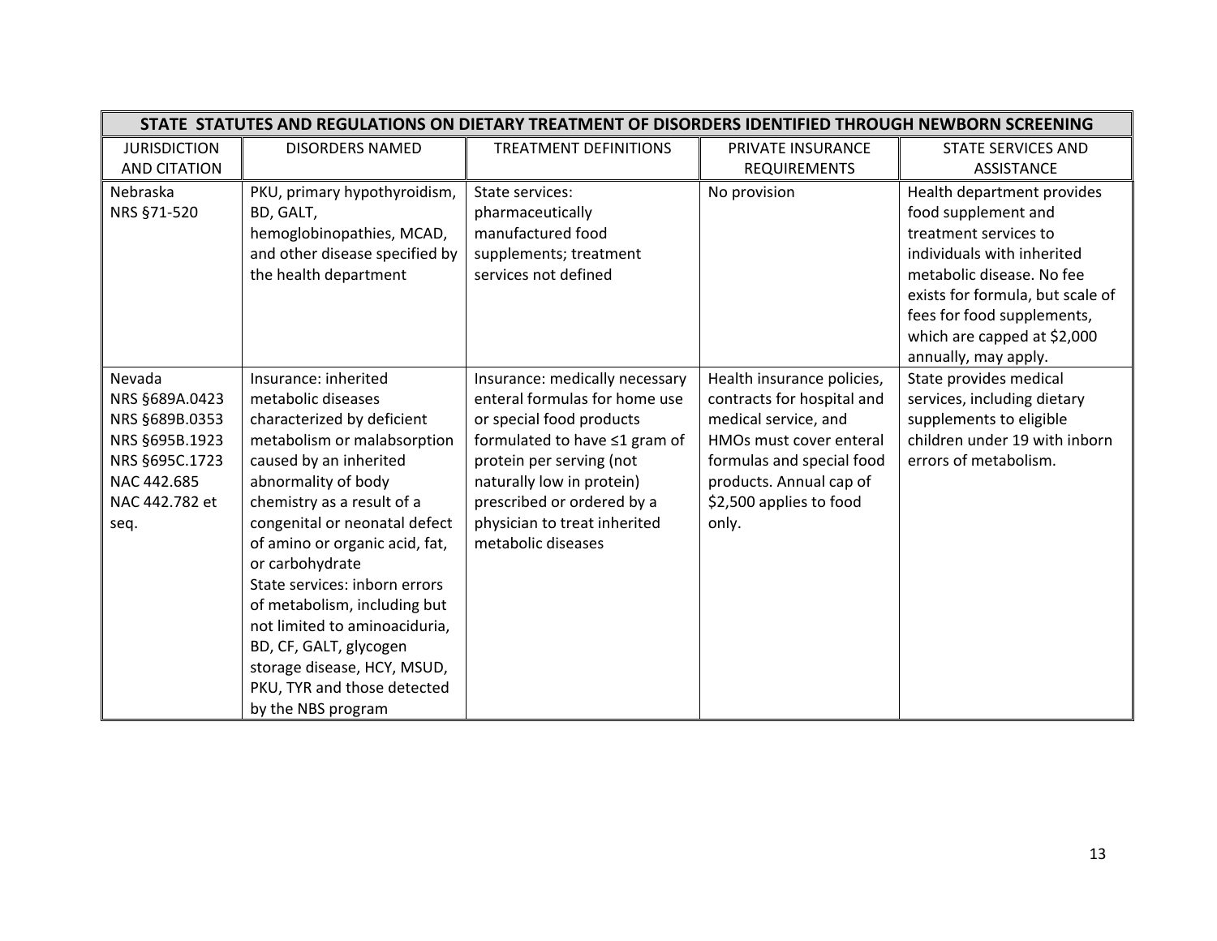| STATE STATUTES AND REGULATIONS ON DIETARY TREATMENT OF DISORDERS IDENTIFIED THROUGH NEWBORN SCREENING | | | | |
|---|---|---|---|---|
| JURISDICTION AND CITATION | DISORDERS NAMED | TREATMENT DEFINITIONS | PRIVATE INSURANCE REQUIREMENTS | STATE SERVICES AND ASSISTANCE |
| Nebraska NRS §71-520 | PKU, primary hypothyroidism, BD, GALT, hemoglobinopathies, MCAD, and other disease specified by the health department | State services: pharmaceutically manufactured food supplements; treatment services not defined | No provision | Health department provides food supplement and treatment services to individuals with inherited metabolic disease. No fee exists for formula, but scale of fees for food supplements, which are capped at $2,000 annually, may apply. |
| Nevada NRS §689A.0423 NRS §689B.0353 NRS §695B.1923 NRS §695C.1723 NAC 442.685 NAC 442.782 et seq. | Insurance: inherited metabolic diseases characterized by deficient metabolism or malabsorption caused by an inherited abnormality of body chemistry as a result of a congenital or neonatal defect of amino or organic acid, fat, or carbohydrate<br>State services: inborn errors of metabolism, including but not limited to aminoaciduria, BD, CF, GALT, glycogen storage disease, HCY, MSUD, PKU, TYR and those detected by the NBS program | Insurance: medically necessary enteral formulas for home use or special food products formulated to have ≤1 gram of protein per serving (not naturally low in protein) prescribed or ordered by a physician to treat inherited metabolic diseases | Health insurance policies, contracts for hospital and medical service, and HMOs must cover enteral formulas and special food products. Annual cap of $2,500 applies to food only. | State provides medical services, including dietary supplements to eligible children under 19 with inborn errors of metabolism. |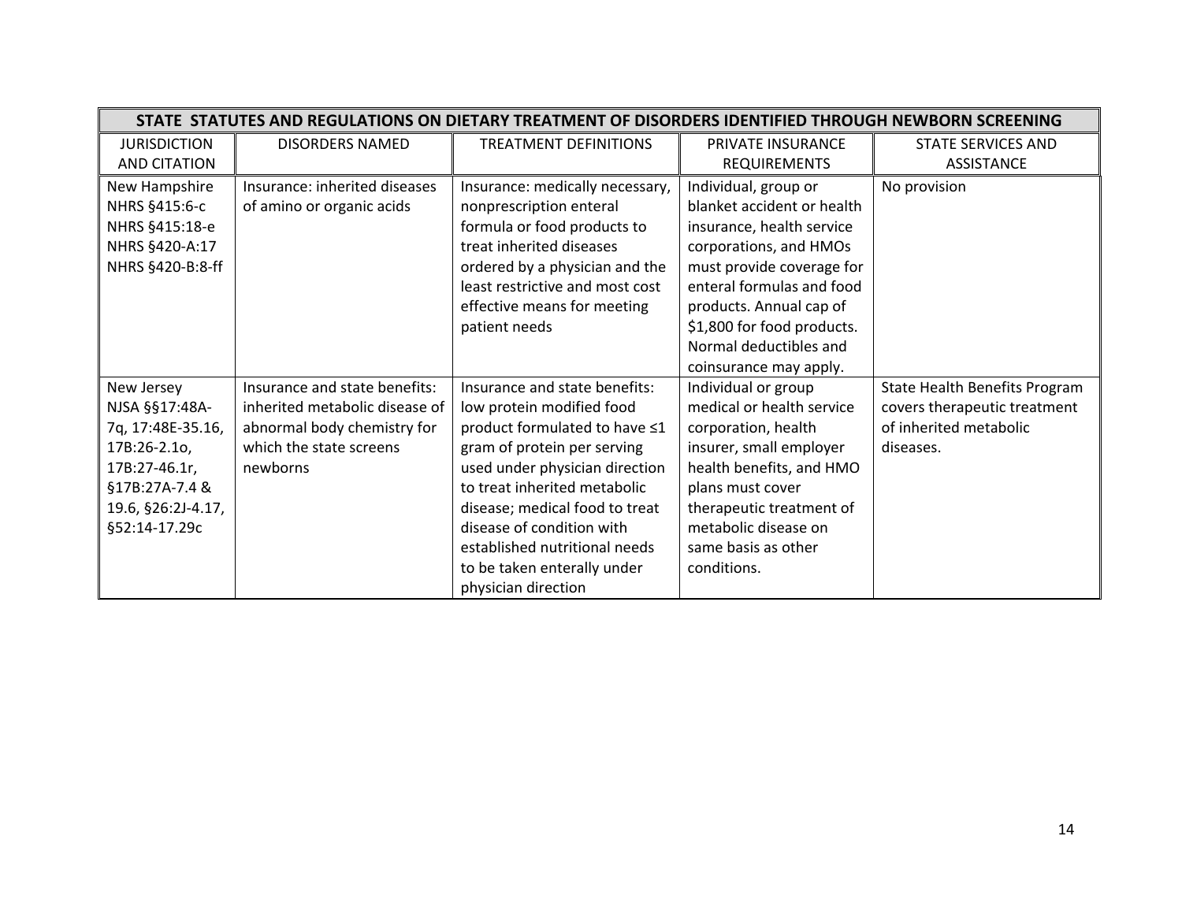| STATE STATUTES AND REGULATIONS ON DIETARY TREATMENT OF DISORDERS IDENTIFIED THROUGH NEWBORN SCREENING | | | | |
|---|---|---|---|---|
| JURISDICTION AND CITATION | DISORDERS NAMED | TREATMENT DEFINITIONS | PRIVATE INSURANCE REQUIREMENTS | STATE SERVICES AND ASSISTANCE |
| New Hampshire NHRS §415:6-c NHRS §415:18-e NHRS §420-A:17 NHRS §420-B:8-ff | Insurance: inherited diseases of amino or organic acids | Insurance: medically necessary, nonprescription enteral formula or food products to treat inherited diseases ordered by a physician and the least restrictive and most cost effective means for meeting patient needs | Individual, group or blanket accident or health insurance, health service corporations, and HMOs must provide coverage for enteral formulas and food products. Annual cap of \$1,800 for food products. Normal deductibles and coinsurance may apply. | No provision |
| New Jersey NJSA §§17:48A-7q, 17:48E-35.16, 17B:26-2.1o, 17B:27-46.1r, §17B:27A-7.4 & 19.6, §26:2J-4.17, §52:14-17.29c | Insurance and state benefits: inherited metabolic disease of abnormal body chemistry for which the state screens newborns | Insurance and state benefits: low protein modified food product formulated to have ≤1 gram of protein per serving used under physician direction to treat inherited metabolic disease; medical food to treat disease of condition with established nutritional needs to be taken enterally under physician direction | Individual or group medical or health service corporation, health insurer, small employer health benefits, and HMO plans must cover therapeutic treatment of metabolic disease on same basis as other conditions. | State Health Benefits Program covers therapeutic treatment of inherited metabolic diseases. |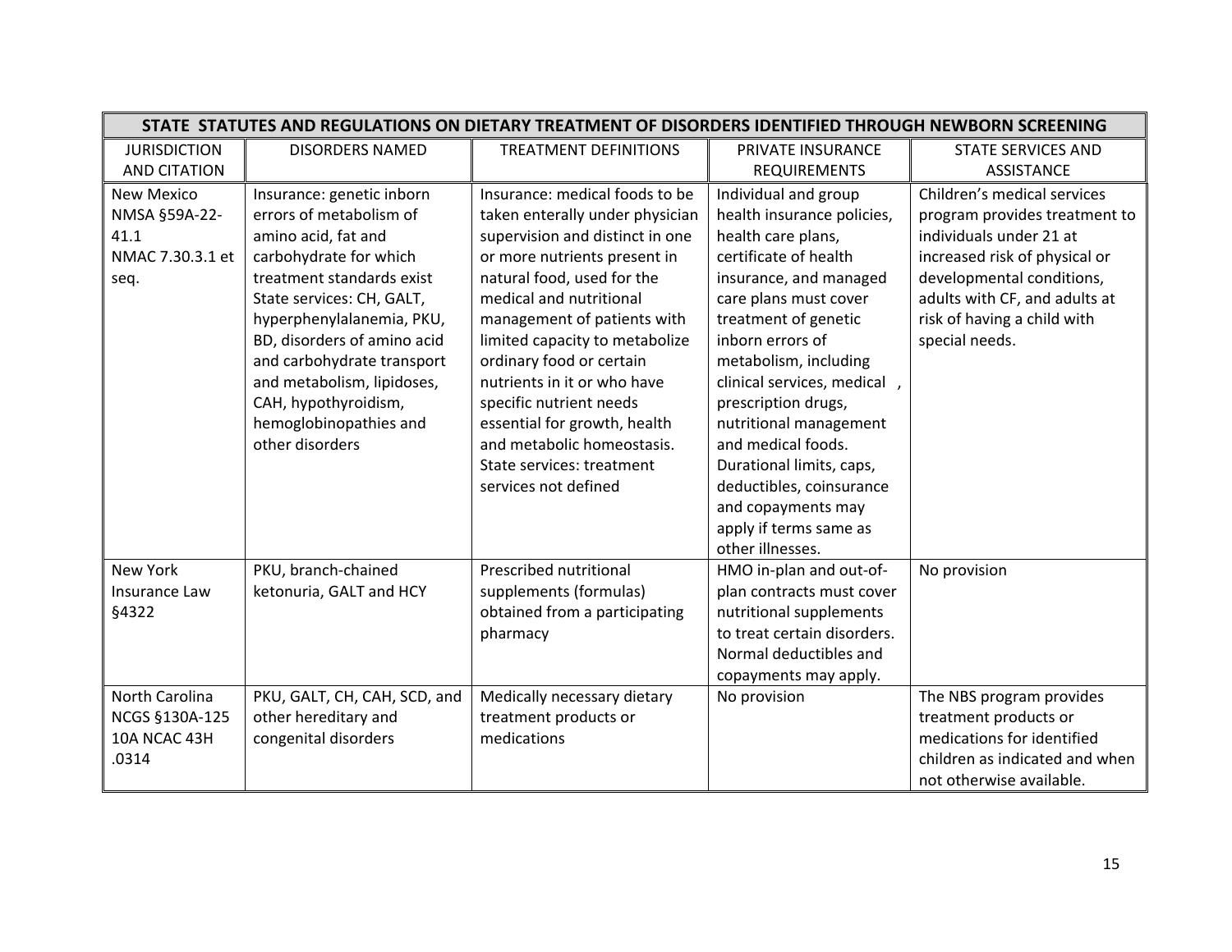| STATE STATUTES AND REGULATIONS ON DIETARY TREATMENT OF DISORDERS IDENTIFIED THROUGH NEWBORN SCREENING | | | | |
|---|---|---|---|---|
| JURISDICTION AND CITATION | DISORDERS NAMED | TREATMENT DEFINITIONS | PRIVATE INSURANCE REQUIREMENTS | STATE SERVICES AND ASSISTANCE |
| New Mexico NMSA §59A-22-41.1 NMAC 7.30.3.1 et seq. | Insurance: genetic inborn errors of metabolism of amino acid, fat and carbohydrate for which treatment standards exist State services: CH, GALT, hyperphenylalanemia, PKU, BD, disorders of amino acid and carbohydrate transport and metabolism, lipidoses, CAH, hypothyroidism, hemoglobinopathies and other disorders | Insurance: medical foods to be taken enterally under physician supervision and distinct in one or more nutrients present in natural food, used for the medical and nutritional management of patients with limited capacity to metabolize ordinary food or certain nutrients in it or who have specific nutrient needs essential for growth, health and metabolic homeostasis. State services: treatment services not defined | Individual and group health insurance policies, health care plans, certificate of health insurance, and managed care plans must cover treatment of genetic inborn errors of metabolism, including clinical services, medical , prescription drugs, nutritional management and medical foods. Durational limits, caps, deductibles, coinsurance and copayments may apply if terms same as other illnesses. | Children's medical services program provides treatment to individuals under 21 at increased risk of physical or developmental conditions, adults with CF, and adults at risk of having a child with special needs. |
| New York Insurance Law §4322 | PKU, branch-chained ketonuria, GALT and HCY | Prescribed nutritional supplements (formulas) obtained from a participating pharmacy | HMO in-plan and out-of-plan contracts must cover nutritional supplements to treat certain disorders. Normal deductibles and copayments may apply. | No provision |
| North Carolina NCGS §130A-125 10A NCAC 43H .0314 | PKU, GALT, CH, CAH, SCD, and other hereditary and congenital disorders | Medically necessary dietary treatment products or medications | No provision | The NBS program provides treatment products or medications for identified children as indicated and when not otherwise available. |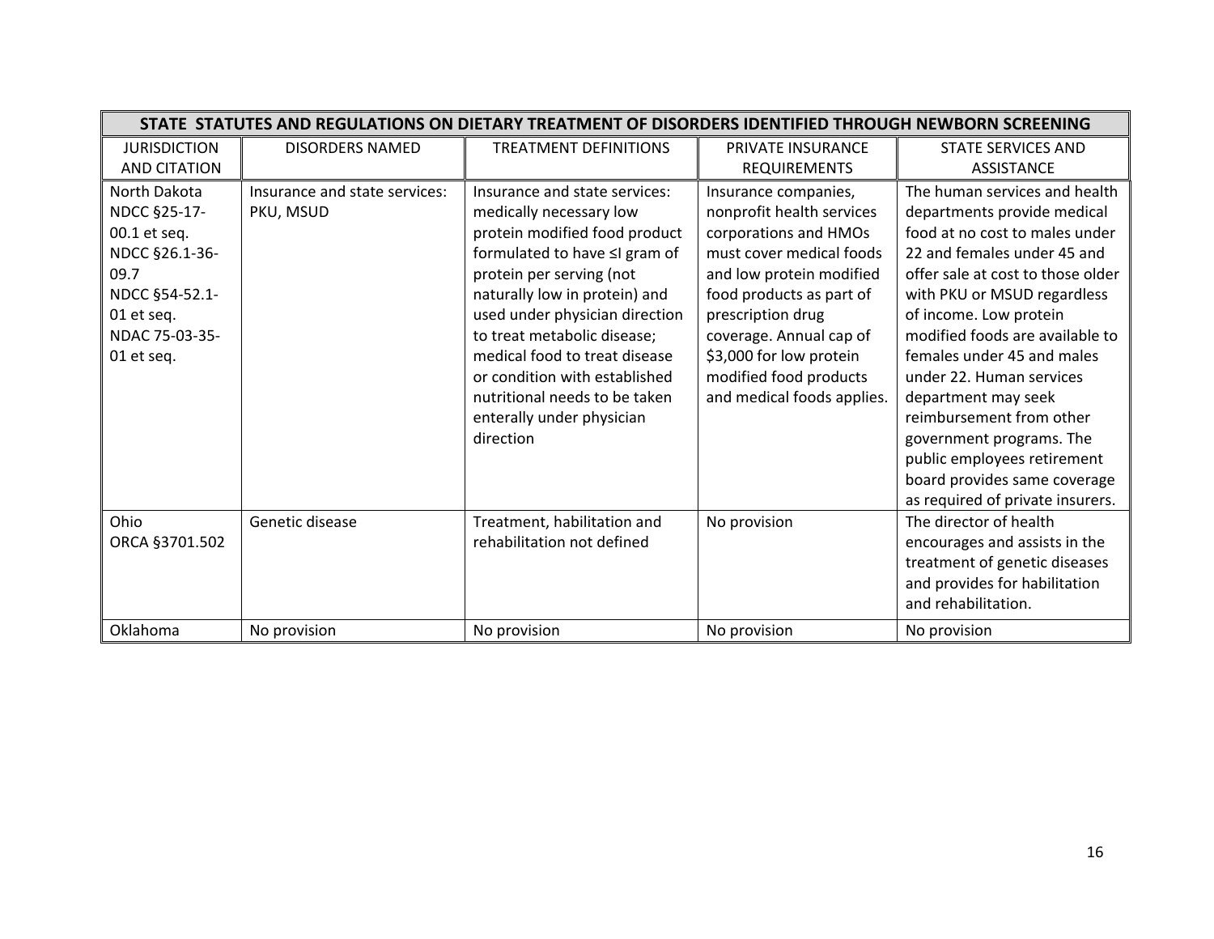| STATE STATUTES AND REGULATIONS ON DIETARY TREATMENT OF DISORDERS IDENTIFIED THROUGH NEWBORN SCREENING | | | | |
|---|---|---|---|---|
| JURISDICTION AND CITATION | DISORDERS NAMED | TREATMENT DEFINITIONS | PRIVATE INSURANCE REQUIREMENTS | STATE SERVICES AND ASSISTANCE |
| North Dakota NDCC §25-17-00.1 et seq. NDCC §26.1-36-09.7 NDCC §54-52.1-01 et seq. NDAC 75-03-35-01 et seq. | Insurance and state services: PKU, MSUD | Insurance and state services: medically necessary low protein modified food product formulated to have ≤l gram of protein per serving (not naturally low in protein) and used under physician direction to treat metabolic disease; medical food to treat disease or condition with established nutritional needs to be taken enterally under physician direction | Insurance companies, nonprofit health services corporations and HMOs must cover medical foods and low protein modified food products as part of prescription drug coverage. Annual cap of $3,000 for low protein modified food products and medical foods applies. | The human services and health departments provide medical food at no cost to males under 22 and females under 45 and offer sale at cost to those older with PKU or MSUD regardless of income. Low protein modified foods are available to females under 45 and males under 22. Human services department may seek reimbursement from other government programs. The public employees retirement board provides same coverage as required of private insurers. |
| Ohio ORCA §3701.502 | Genetic disease | Treatment, habilitation and rehabilitation not defined | No provision | The director of health encourages and assists in the treatment of genetic diseases and provides for habilitation and rehabilitation. |
| Oklahoma | No provision | No provision | No provision | No provision |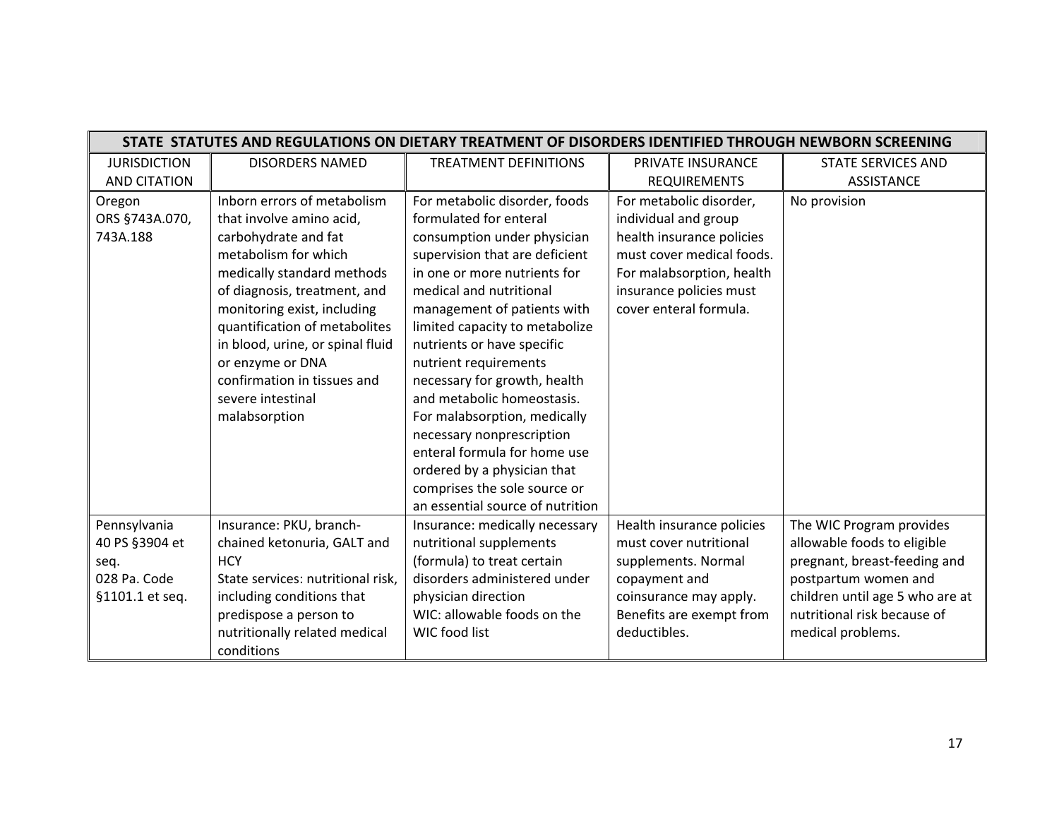| STATE STATUTES AND REGULATIONS ON DIETARY TREATMENT OF DISORDERS IDENTIFIED THROUGH NEWBORN SCREENING | | | | |
|---|---|---|---|---|
| JURISDICTION AND CITATION | DISORDERS NAMED | TREATMENT DEFINITIONS | PRIVATE INSURANCE REQUIREMENTS | STATE SERVICES AND ASSISTANCE |
| Oregon ORS §743A.070, 743A.188 | Inborn errors of metabolism that involve amino acid, carbohydrate and fat metabolism for which medically standard methods of diagnosis, treatment, and monitoring exist, including quantification of metabolites in blood, urine, or spinal fluid or enzyme or DNA confirmation in tissues and severe intestinal malabsorption | For metabolic disorder, foods formulated for enteral consumption under physician supervision that are deficient in one or more nutrients for medical and nutritional management of patients with limited capacity to metabolize nutrients or have specific nutrient requirements necessary for growth, health and metabolic homeostasis. For malabsorption, medically necessary nonprescription enteral formula for home use ordered by a physician that comprises the sole source or an essential source of nutrition | For metabolic disorder, individual and group health insurance policies must cover medical foods. For malabsorption, health insurance policies must cover enteral formula. | No provision |
| Pennsylvania 40 PS §3904 et seq. 028 Pa. Code §1101.1 et seq. | Insurance: PKU, branch-chained ketonuria, GALT and HCY<br>State services: nutritional risk, including conditions that predispose a person to nutritionally related medical conditions | Insurance: medically necessary nutritional supplements (formula) to treat certain disorders administered under physician direction<br>WIC: allowable foods on the WIC food list | Health insurance policies must cover nutritional supplements. Normal copayment and coinsurance may apply. Benefits are exempt from deductibles. | The WIC Program provides allowable foods to eligible pregnant, breast-feeding and postpartum women and children until age 5 who are at nutritional risk because of medical problems. |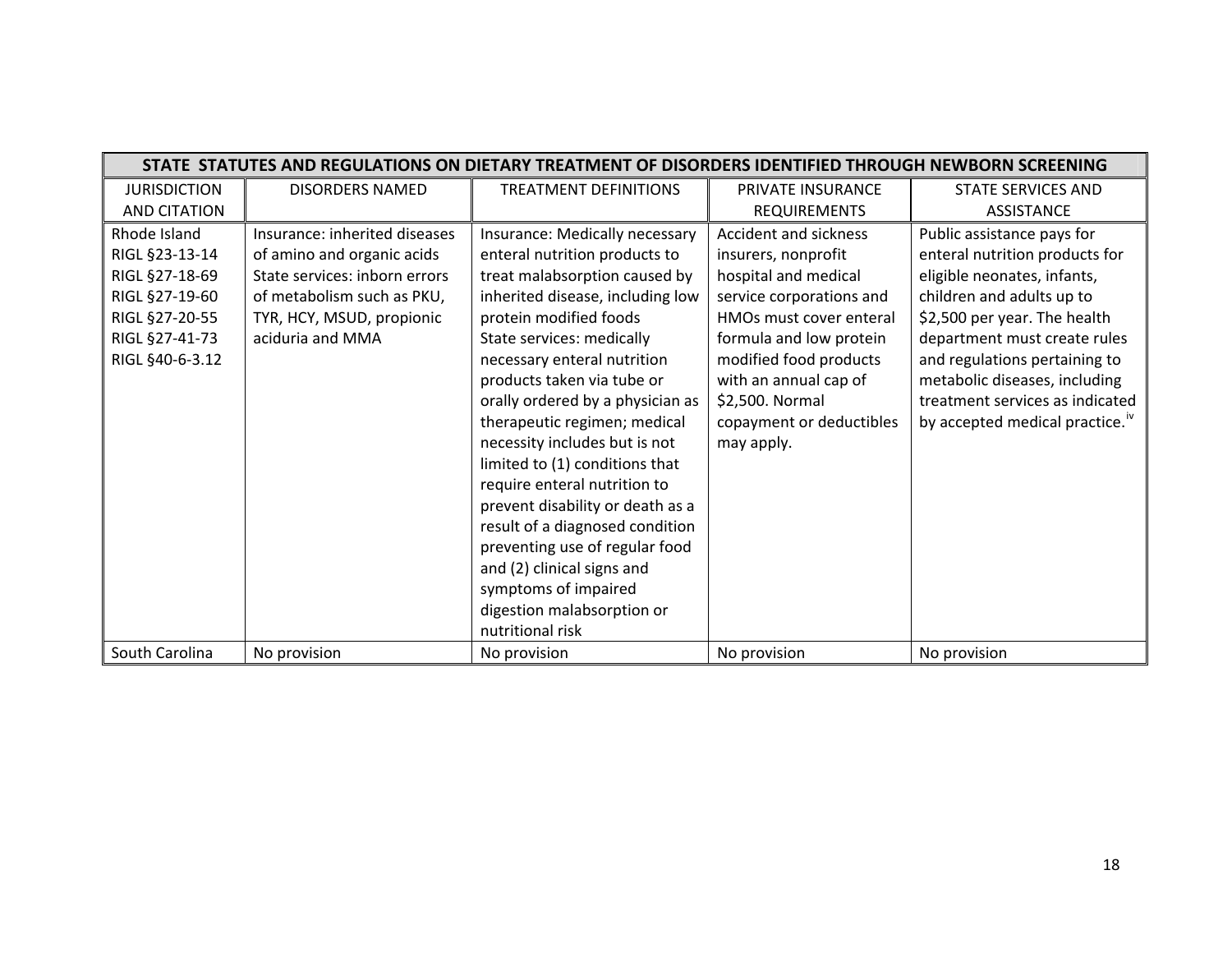| STATE STATUTES AND REGULATIONS ON DIETARY TREATMENT OF DISORDERS IDENTIFIED THROUGH NEWBORN SCREENING | | | | |
|---|---|---|---|---|
| JURISDICTION AND CITATION | DISORDERS NAMED | TREATMENT DEFINITIONS | PRIVATE INSURANCE REQUIREMENTS | STATE SERVICES AND ASSISTANCE |
| Rhode Island<br>RIGL §23-13-14<br>RIGL §27-18-69<br>RIGL §27-19-60<br>RIGL §27-20-55<br>RIGL §27-41-73<br>RIGL §40-6-3.12 | Insurance: inherited diseases of amino and organic acids<br>State services: inborn errors of metabolism such as PKU, TYR, HCY, MSUD, propionic aciduria and MMA | Insurance: Medically necessary enteral nutrition products to treat malabsorption caused by inherited disease, including low protein modified foods<br>State services: medically necessary enteral nutrition products taken via tube or orally ordered by a physician as therapeutic regimen; medical necessity includes but is not limited to (1) conditions that require enteral nutrition to prevent disability or death as a result of a diagnosed condition preventing use of regular food and (2) clinical signs and symptoms of impaired digestion malabsorption or nutritional risk | Accident and sickness insurers, nonprofit hospital and medical service corporations and HMOs must cover enteral formula and low protein modified food products with an annual cap of $2,500. Normal copayment or deductibles may apply. | Public assistance pays for enteral nutrition products for eligible neonates, infants, children and adults up to $2,500 per year. The health department must create rules and regulations pertaining to metabolic diseases, including treatment services as indicated by accepted medical practice.[iv] |
| South Carolina | No provision | No provision | No provision | No provision |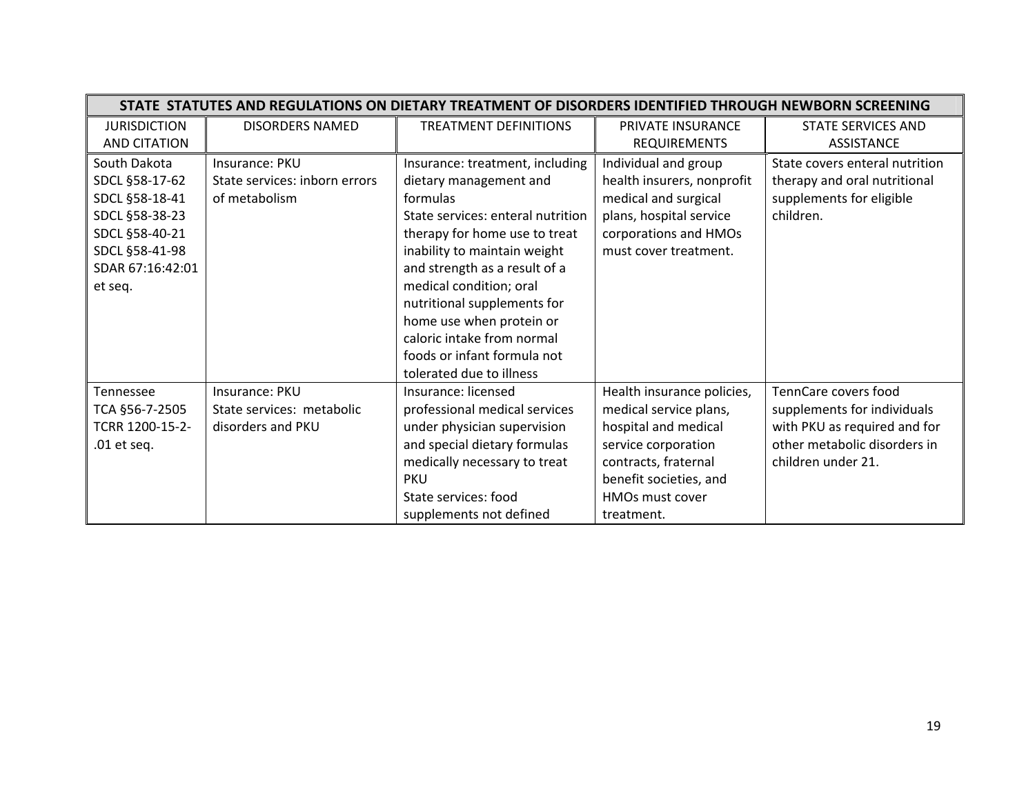| STATE STATUTES AND REGULATIONS ON DIETARY TREATMENT OF DISORDERS IDENTIFIED THROUGH NEWBORN SCREENING | | | | |
|---|---|---|---|---|
| JURISDICTION AND CITATION | DISORDERS NAMED | TREATMENT DEFINITIONS | PRIVATE INSURANCE REQUIREMENTS | STATE SERVICES AND ASSISTANCE |
| South Dakota<br>SDCL §58-17-62<br>SDCL §58-18-41<br>SDCL §58-38-23<br>SDCL §58-40-21<br>SDCL §58-41-98<br>SDAR 67:16:42:01 et seq. | Insurance: PKU<br>State services: inborn errors of metabolism | Insurance: treatment, including dietary management and formulas<br>State services: enteral nutrition therapy for home use to treat inability to maintain weight and strength as a result of a medical condition; oral nutritional supplements for home use when protein or caloric intake from normal foods or infant formula not tolerated due to illness | Individual and group health insurers, nonprofit medical and surgical plans, hospital service corporations and HMOs must cover treatment. | State covers enteral nutrition therapy and oral nutritional supplements for eligible children. |
| Tennessee<br>TCA §56-7-2505<br>TCRR 1200-15-2-.01 et seq. | Insurance: PKU<br>State services: metabolic disorders and PKU | Insurance: licensed professional medical services under physician supervision and special dietary formulas medically necessary to treat PKU<br>State services: food supplements not defined | Health insurance policies, medical service plans, hospital and medical service corporation contracts, fraternal benefit societies, and HMOs must cover treatment. | TennCare covers food supplements for individuals with PKU as required and for other metabolic disorders in children under 21. |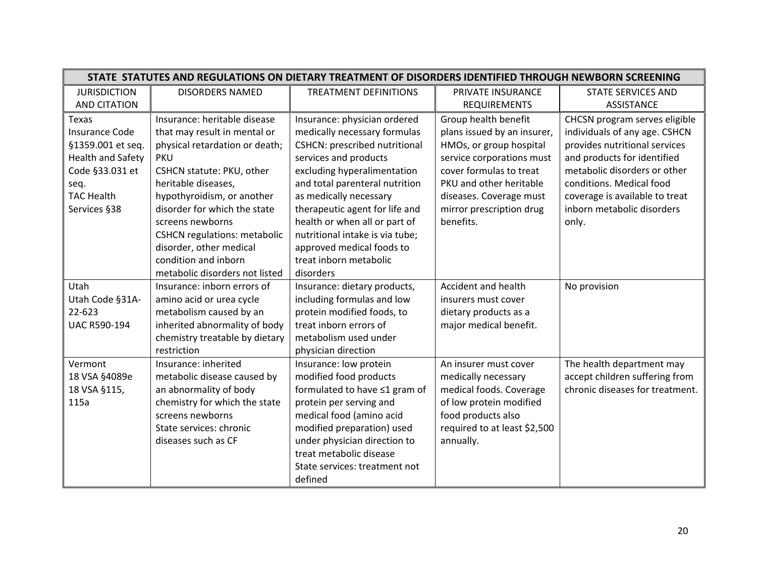| STATE STATUTES AND REGULATIONS ON DIETARY TREATMENT OF DISORDERS IDENTIFIED THROUGH NEWBORN SCREENING | | | | |
|---|---|---|---|---|
| JURISDICTION AND CITATION | DISORDERS NAMED | TREATMENT DEFINITIONS | PRIVATE INSURANCE REQUIREMENTS | STATE SERVICES AND ASSISTANCE |
| Texas<br>Insurance Code §1359.001 et seq.<br>Health and Safety Code §33.031 et seq.<br>TAC Health Services §38 | Insurance: heritable disease that may result in mental or physical retardation or death; PKU<br>CSHCN statute: PKU, other heritable diseases, hypothyroidism, or another disorder for which the state screens newborns<br>CSHCN regulations: metabolic disorder, other medical condition and inborn metabolic disorders not listed | Insurance: physician ordered medically necessary formulas<br>CSHCN: prescribed nutritional services and products excluding hyperalimentation and total parenteral nutrition as medically necessary therapeutic agent for life and health or when all or part of nutritional intake is via tube; approved medical foods to treat inborn metabolic disorders | Group health benefit plans issued by an insurer, HMOs, or group hospital service corporations must cover formulas to treat PKU and other heritable diseases. Coverage must mirror prescription drug benefits. | CHCSN program serves eligible individuals of any age. CSHCN provides nutritional services and products for identified metabolic disorders or other conditions. Medical food coverage is available to treat inborn metabolic disorders only. |
| Utah<br>Utah Code §31A-22-623<br>UAC R590-194 | Insurance: inborn errors of amino acid or urea cycle metabolism caused by an inherited abnormality of body chemistry treatable by dietary restriction | Insurance: dietary products, including formulas and low protein modified foods, to treat inborn errors of metabolism used under physician direction | Accident and health insurers must cover dietary products as a major medical benefit. | No provision |
| Vermont<br>18 VSA §4089e<br>18 VSA §115, 115a | Insurance: inherited metabolic disease caused by an abnormality of body chemistry for which the state screens newborns<br>State services: chronic diseases such as CF | Insurance: low protein modified food products formulated to have ≤1 gram of protein per serving and medical food (amino acid modified preparation) used under physician direction to treat metabolic disease<br>State services: treatment not defined | An insurer must cover medically necessary medical foods. Coverage of low protein modified food products also required to at least $2,500 annually. | The health department may accept children suffering from chronic diseases for treatment. |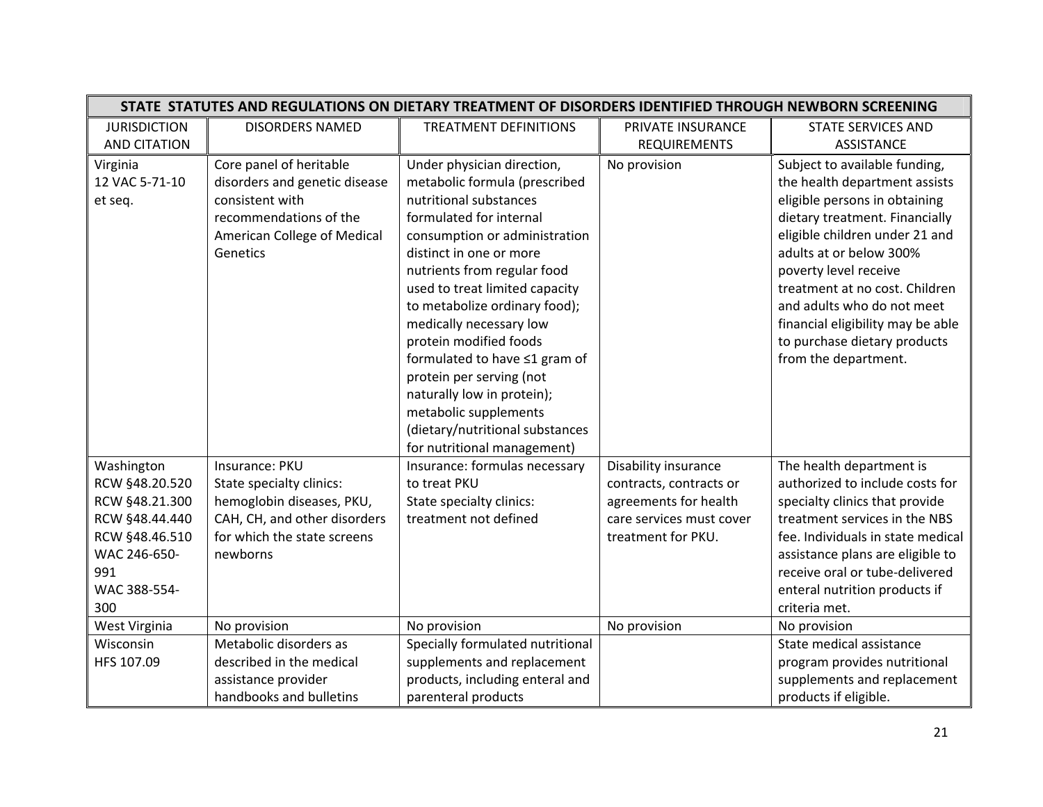| STATE STATUTES AND REGULATIONS ON DIETARY TREATMENT OF DISORDERS IDENTIFIED THROUGH NEWBORN SCREENING | | | | |
|---|---|---|---|---|
| JURISDICTION AND CITATION | DISORDERS NAMED | TREATMENT DEFINITIONS | PRIVATE INSURANCE REQUIREMENTS | STATE SERVICES AND ASSISTANCE |
| Virginia 12 VAC 5-71-10 et seq. | Core panel of heritable disorders and genetic disease consistent with recommendations of the American College of Medical Genetics | Under physician direction, metabolic formula (prescribed nutritional substances formulated for internal consumption or administration distinct in one or more nutrients from regular food used to treat limited capacity to metabolize ordinary food); medically necessary low protein modified foods formulated to have ≤1 gram of protein per serving (not naturally low in protein); metabolic supplements (dietary/nutritional substances for nutritional management) | No provision | Subject to available funding, the health department assists eligible persons in obtaining dietary treatment. Financially eligible children under 21 and adults at or below 300% poverty level receive treatment at no cost. Children and adults who do not meet financial eligibility may be able to purchase dietary products from the department. |
| Washington RCW §48.20.520 RCW §48.21.300 RCW §48.44.440 RCW §48.46.510 WAC 246-650-991 WAC 388-554-300 | Insurance: PKU<br>State specialty clinics: hemoglobin diseases, PKU, CAH, CH, and other disorders for which the state screens newborns | Insurance: formulas necessary to treat PKU<br>State specialty clinics: treatment not defined | Disability insurance contracts, contracts or agreements for health care services must cover treatment for PKU. | The health department is authorized to include costs for specialty clinics that provide treatment services in the NBS fee. Individuals in state medical assistance plans are eligible to receive oral or tube-delivered enteral nutrition products if criteria met. |
| West Virginia | No provision | No provision | No provision | No provision |
| Wisconsin HFS 107.09 | Metabolic disorders as described in the medical assistance provider handbooks and bulletins | Specially formulated nutritional supplements and replacement products, including enteral and parenteral products | | State medical assistance program provides nutritional supplements and replacement products if eligible. |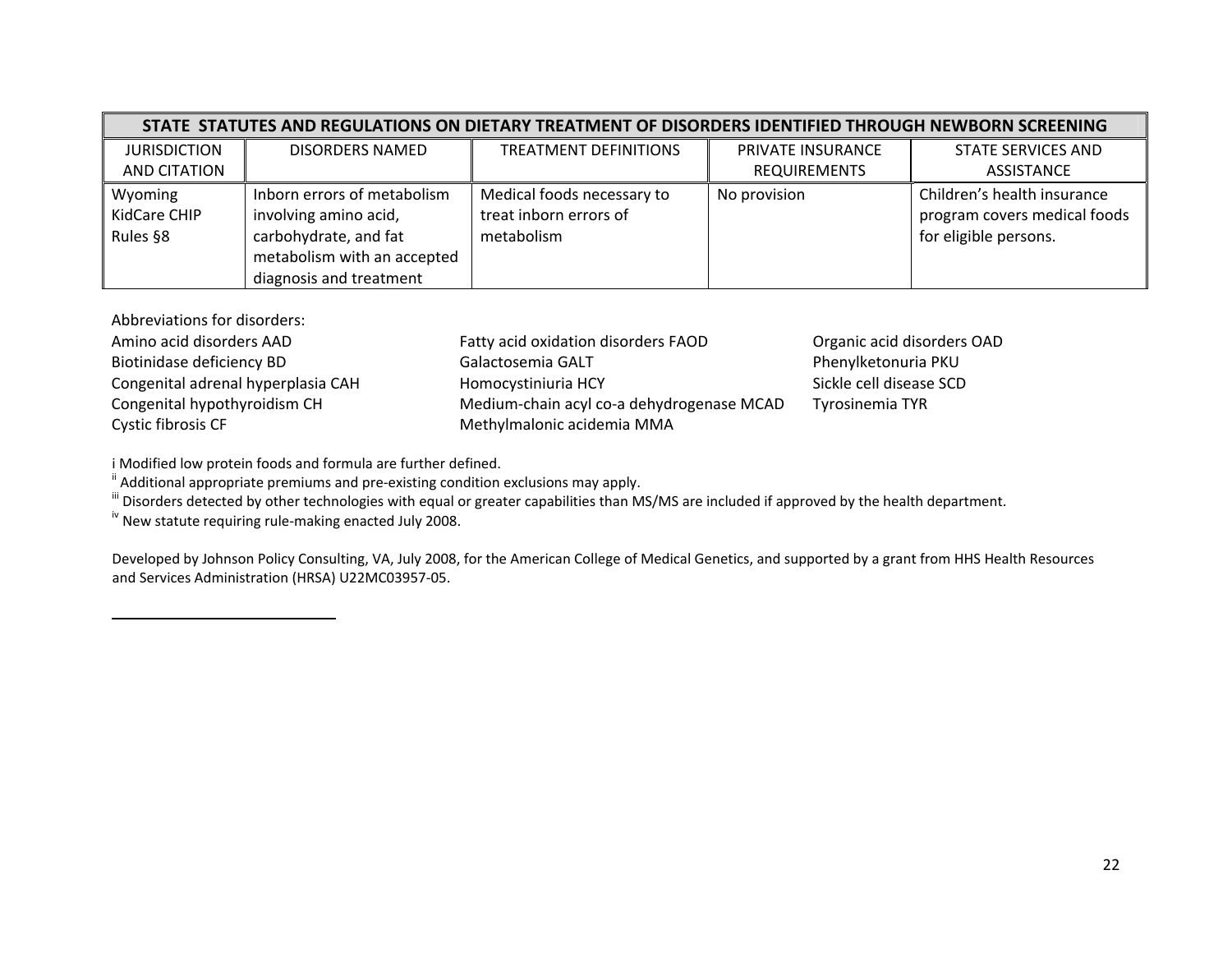| STATE STATUTES AND REGULATIONS ON DIETARY TREATMENT OF DISORDERS IDENTIFIED THROUGH NEWBORN SCREENING | | | | |
|---|---|---|---|---|
| JURISDICTION AND CITATION | DISORDERS NAMED | TREATMENT DEFINITIONS | PRIVATE INSURANCE REQUIREMENTS | STATE SERVICES AND ASSISTANCE |
| Wyoming KidCare CHIP Rules §8 | Inborn errors of metabolism involving amino acid, carbohydrate, and fat metabolism with an accepted diagnosis and treatment | Medical foods necessary to treat inborn errors of metabolism | No provision | Children's health insurance program covers medical foods for eligible persons. |

Abbreviations for disorders:

Amino acid disorders AAD
Biotinidase deficiency BD
Congenital adrenal hyperplasia CAH
Congenital hypothyroidism CH
Cystic fibrosis CF
Fatty acid oxidation disorders FAOD
Galactosemia GALT
Homocystiniuria HCY
Medium-chain acyl co-a dehydrogenase MCAD
Methylmalonic acidemia MMA
Organic acid disorders OAD
Phenylketonuria PKU
Sickle cell disease SCD
Tyrosinemia TYR

i Modified low protein foods and formula are further defined.

[ii] Additional appropriate premiums and pre-existing condition exclusions may apply.

[iii] Disorders detected by other technologies with equal or greater capabilities than MS/MS are included if approved by the health department.

[iv] New statute requiring rule-making enacted July 2008.

Developed by Johnson Policy Consulting, VA, July 2008, for the American College of Medical Genetics, and supported by a grant from HHS Health Resources and Services Administration (HRSA) U22MC03957-05.